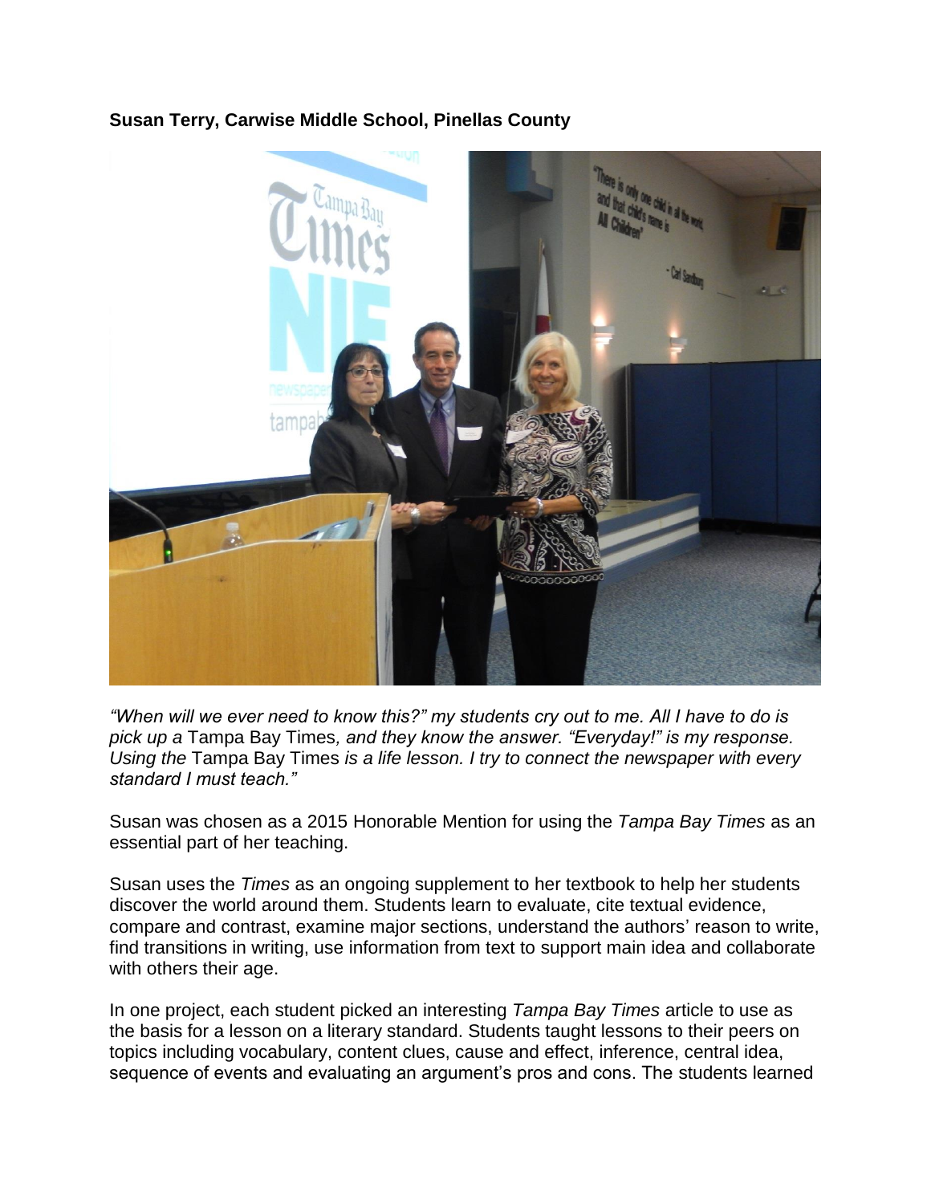**Susan Terry, Carwise Middle School, Pinellas County**

*"When will we ever need to know this?" my students cry out to me. All I have to do is pick up a* Tampa Bay Times*, and they know the answer. "Everyday!" is my response. Using the* Tampa Bay Times *is a life lesson. I try to connect the newspaper with every standard I must teach."*

Susan was chosen as a 2015 Honorable Mention for using the *Tampa Bay Times* as an essential part of her teaching.

Susan uses the *Times* as an ongoing supplement to her textbook to help her students discover the world around them. Students learn to evaluate, cite textual evidence, compare and contrast, examine major sections, understand the authors' reason to write, find transitions in writing, use information from text to support main idea and collaborate with others their age.

In one project, each student picked an interesting *Tampa Bay Times* article to use as the basis for a lesson on a literary standard. Students taught lessons to their peers on topics including vocabulary, content clues, cause and effect, inference, central idea, sequence of events and evaluating an argument's pros and cons. The students learned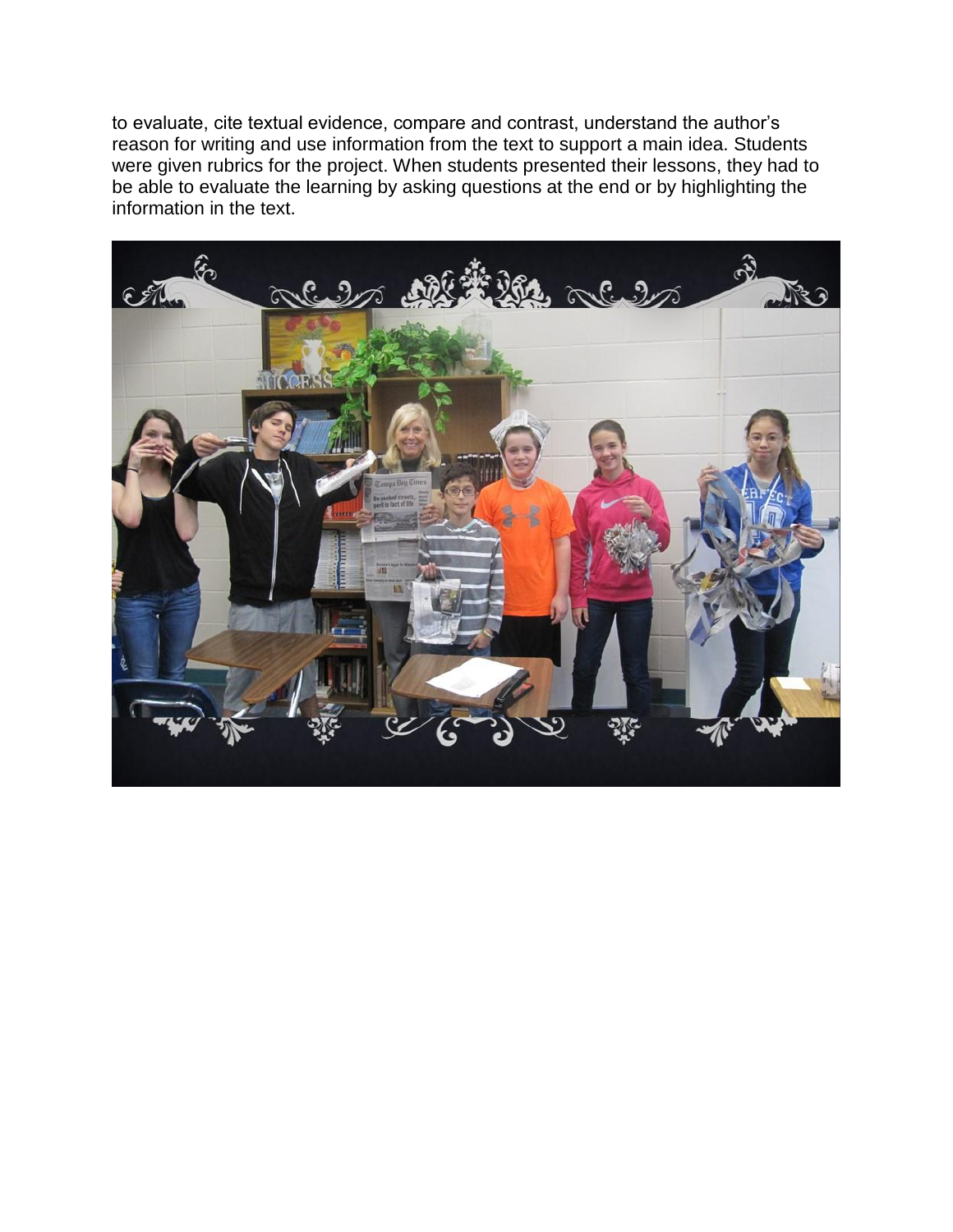to evaluate, cite textual evidence, compare and contrast, understand the author's reason for writing and use information from the text to support a main idea. Students were given rubrics for the project. When students presented their lessons, they had to be able to evaluate the learning by asking questions at the end or by highlighting the information in the text.